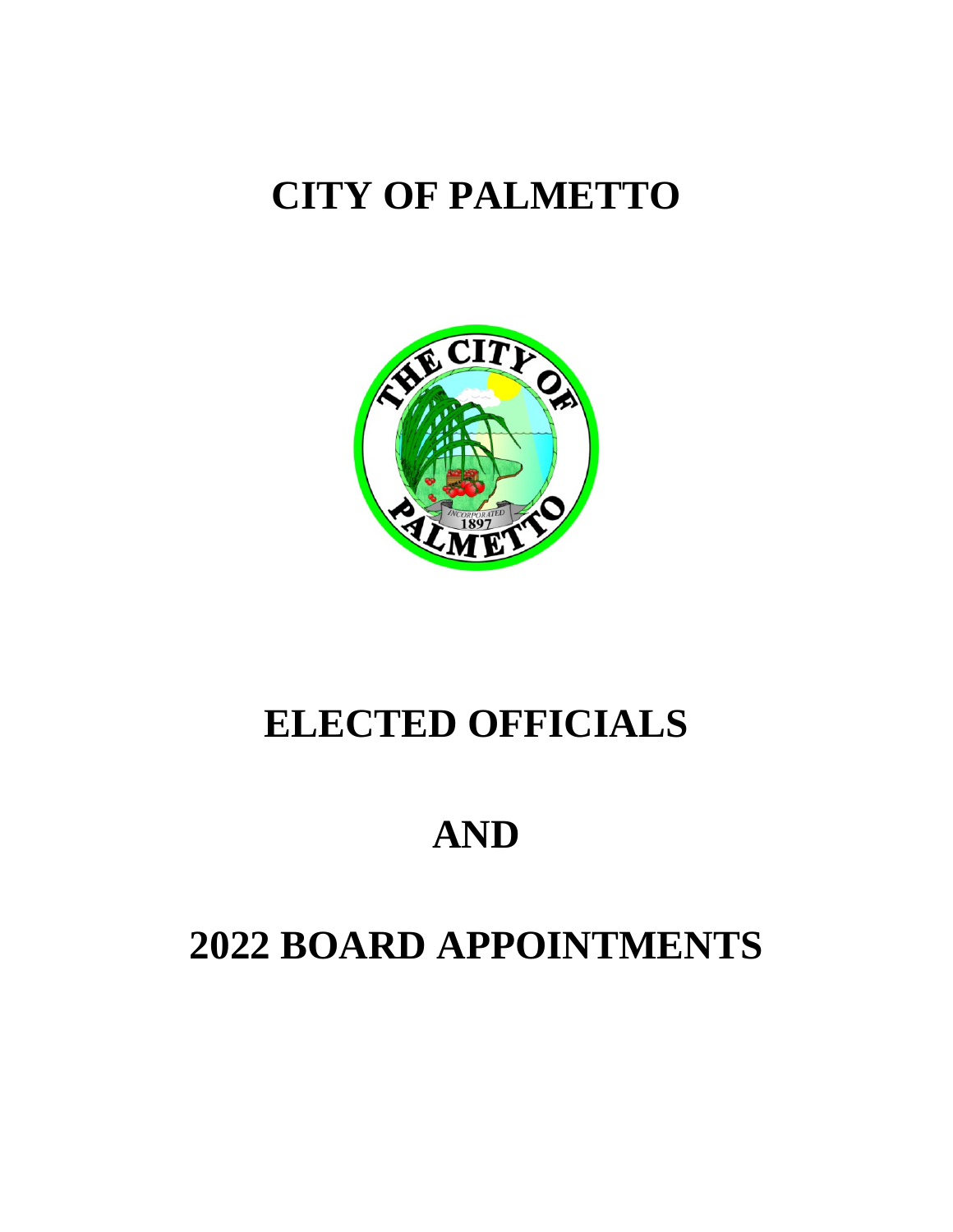# CITY OF PALMETTO

# ELECTED OFFICIALS

# AND

# 2022 BOARD APPOINTMENTS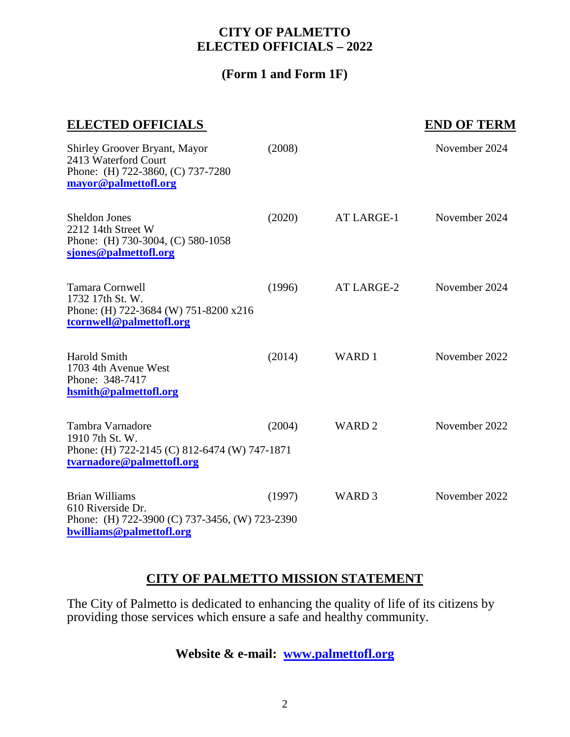# CITY OF PALMETTO
# ELECTED OFFICIALS – 2022

## (Form 1 and Form 1F)

| ELECTED OFFICIALS | | | END OF TERM |
|---|---|---|---|
| Shirley Groover Bryant, Mayor<br>2413 Waterford Court<br>Phone: (H) 722-3860, (C) 737-7280<br>**mayor@palmettofl.org** | (2008) | | November 2024 |
| Sheldon Jones<br>2212 14th Street W<br>Phone: (H) 730-3004, (C) 580-1058<br>**sjones@palmettofl.org** | (2020) | AT LARGE-1 | November 2024 |
| Tamara Cornwell<br>1732 17th St. W.<br>Phone: (H) 722-3684 (W) 751-8200 x216<br>**tcornwell@palmettofl.org** | (1996) | AT LARGE-2 | November 2024 |
| Harold Smith<br>1703 4th Avenue West<br>Phone: 348-7417<br>**hsmith@palmettofl.org** | (2014) | WARD 1 | November 2022 |
| Tambra Varnadore<br>1910 7th St. W.<br>Phone: (H) 722-2145 (C) 812-6474 (W) 747-1871<br>**tvarnadore@palmettofl.org** | (2004) | WARD 2 | November 2022 |
| Brian Williams<br>610 Riverside Dr.<br>Phone: (H) 722-3900 (C) 737-3456, (W) 723-2390<br>**bwilliams@palmettofl.org** | (1997) | WARD 3 | November 2022 |

## CITY OF PALMETTO MISSION STATEMENT

The City of Palmetto is dedicated to enhancing the quality of life of its citizens by providing those services which ensure a safe and healthy community.

**Website & e-mail: www.palmettofl.org**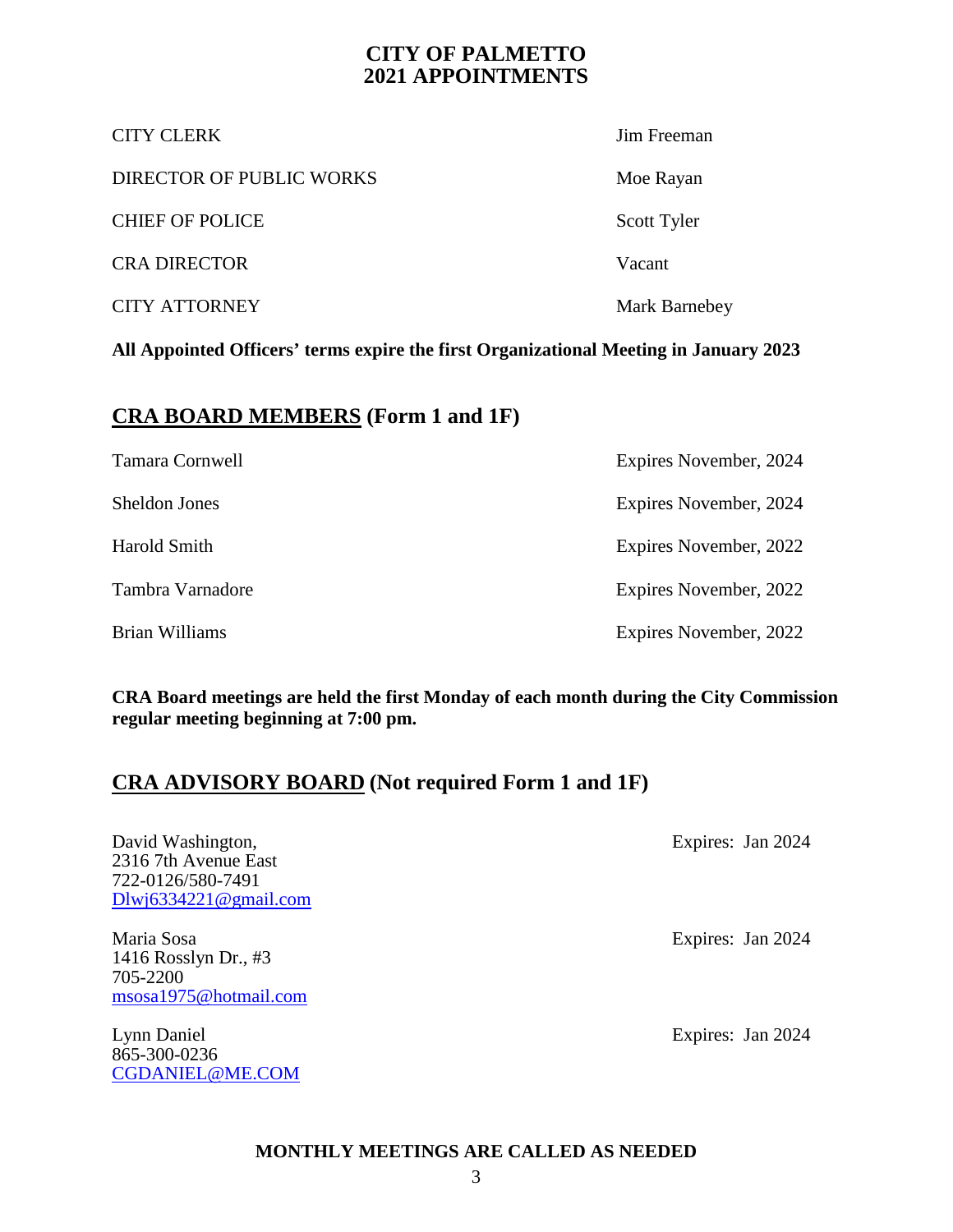# CITY OF PALMETTO
# 2021 APPOINTMENTS

| | |
|---|---|
| CITY CLERK | Jim Freeman |
| DIRECTOR OF PUBLIC WORKS | Moe Rayan |
| CHIEF OF POLICE | Scott Tyler |
| CRA DIRECTOR | Vacant |
| CITY ATTORNEY | Mark Barnebey |

**All Appointed Officers' terms expire the first Organizational Meeting in January 2023**

## <u>CRA BOARD MEMBERS</u> (Form 1 and 1F)

| | |
|---|---|
| Tamara Cornwell | Expires November, 2024 |
| Sheldon Jones | Expires November, 2024 |
| Harold Smith | Expires November, 2022 |
| Tambra Varnadore | Expires November, 2022 |
| Brian Williams | Expires November, 2022 |

**CRA Board meetings are held the first Monday of each month during the City Commission regular meeting beginning at 7:00 pm.**

## <u>CRA ADVISORY BOARD</u> (Not required Form 1 and 1F)

David Washington,
2316 7th Avenue East
722-0126/580-7491
Dlwj6334221@gmail.com

Expires: Jan 2024

Maria Sosa
1416 Rosslyn Dr., #3
705-2200
msosa1975@hotmail.com

Expires: Jan 2024

Lynn Daniel
865-300-0236
CGDANIEL@ME.COM

Expires: Jan 2024

**MONTHLY MEETINGS ARE CALLED AS NEEDED**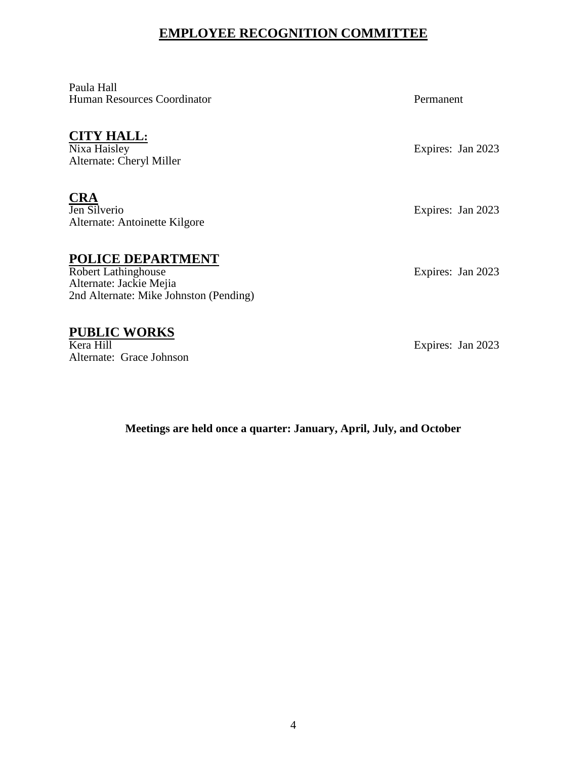# EMPLOYEE RECOGNITION COMMITTEE

Paula Hall
Human Resources Coordinator — Permanent

## CITY HALL:

Nixa Haisley — Expires: Jan 2023
Alternate: Cheryl Miller

## CRA

Jen Silverio — Expires: Jan 2023
Alternate: Antoinette Kilgore

## POLICE DEPARTMENT

Robert Lathinghouse — Expires: Jan 2023
Alternate: Jackie Mejia
2nd Alternate: Mike Johnston (Pending)

## PUBLIC WORKS

Kera Hill — Expires: Jan 2023
Alternate: Grace Johnson

**Meetings are held once a quarter: January, April, July, and October**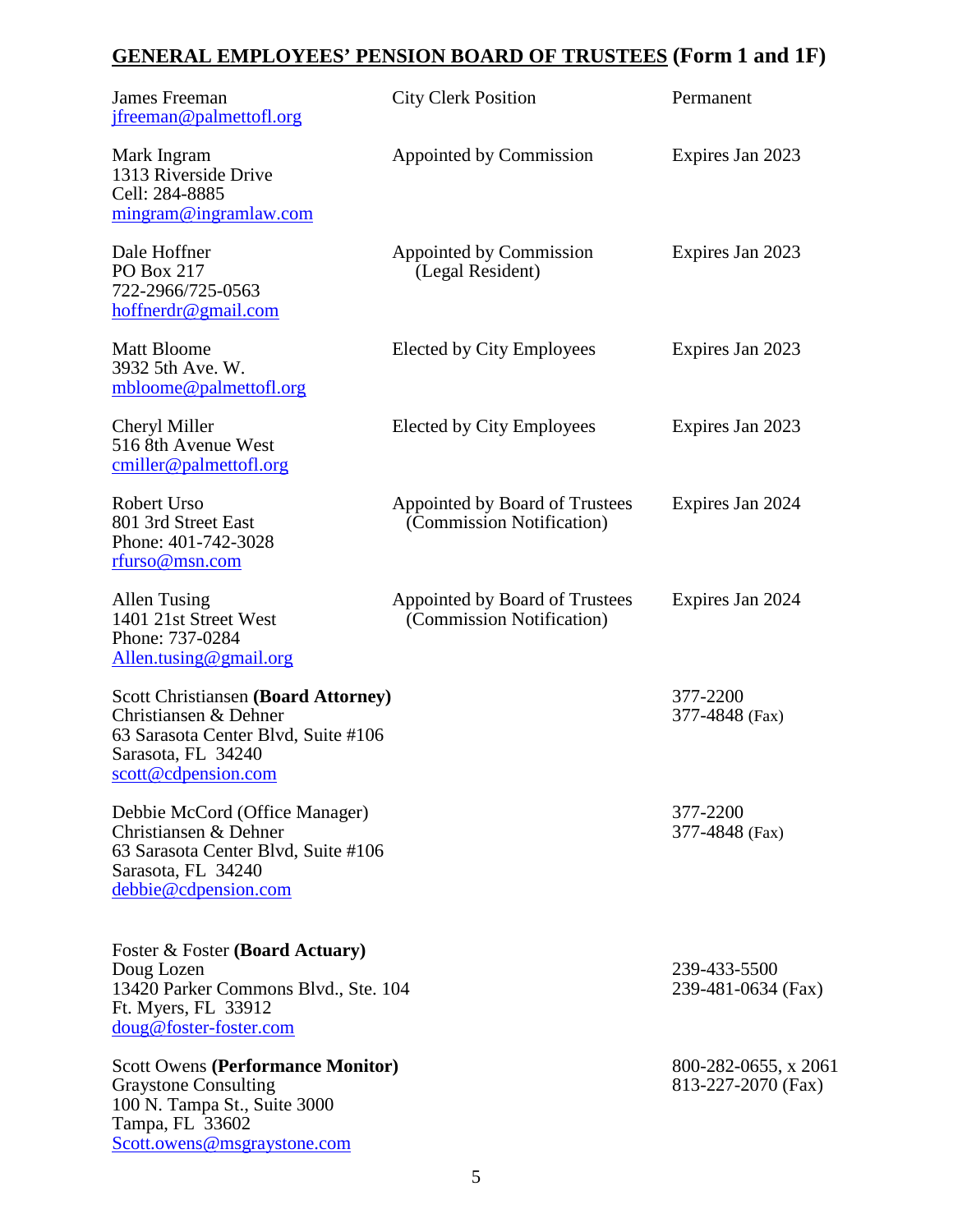## GENERAL EMPLOYEES' PENSION BOARD OF TRUSTEES (Form 1 and 1F)

| | | |
|---|---|---|
| James Freeman<br>jfreeman@palmettofl.org | City Clerk Position | Permanent |
| Mark Ingram<br>1313 Riverside Drive<br>Cell: 284-8885<br>mingram@ingramlaw.com | Appointed by Commission | Expires Jan 2023 |
| Dale Hoffner<br>PO Box 217<br>722-2966/725-0563<br>hoffnerdr@gmail.com | Appointed by Commission<br>(Legal Resident) | Expires Jan 2023 |
| Matt Bloome<br>3932 5th Ave. W.<br>mbloome@palmettofl.org | Elected by City Employees | Expires Jan 2023 |
| Cheryl Miller<br>516 8th Avenue West<br>cmiller@palmettofl.org | Elected by City Employees | Expires Jan 2023 |
| Robert Urso<br>801 3rd Street East<br>Phone: 401-742-3028<br>rfurso@msn.com | Appointed by Board of Trustees<br>(Commission Notification) | Expires Jan 2024 |
| Allen Tusing<br>1401 21st Street West<br>Phone: 737-0284<br>Allen.tusing@gmail.org | Appointed by Board of Trustees<br>(Commission Notification) | Expires Jan 2024 |
| Scott Christiansen **(Board Attorney)**<br>Christiansen & Dehner<br>63 Sarasota Center Blvd, Suite #106<br>Sarasota, FL 34240<br>scott@cdpension.com | | 377-2200<br>377-4848 (Fax) |
| Debbie McCord (Office Manager)<br>Christiansen & Dehner<br>63 Sarasota Center Blvd, Suite #106<br>Sarasota, FL 34240<br>debbie@cdpension.com | | 377-2200<br>377-4848 (Fax) |
| Foster & Foster **(Board Actuary)**<br>Doug Lozen<br>13420 Parker Commons Blvd., Ste. 104<br>Ft. Myers, FL 33912<br>doug@foster-foster.com | | 239-433-5500<br>239-481-0634 (Fax) |
| Scott Owens **(Performance Monitor)**<br>Graystone Consulting<br>100 N. Tampa St., Suite 3000<br>Tampa, FL 33602<br>Scott.owens@msgraystone.com | | 800-282-0655, x 2061<br>813-227-2070 (Fax) |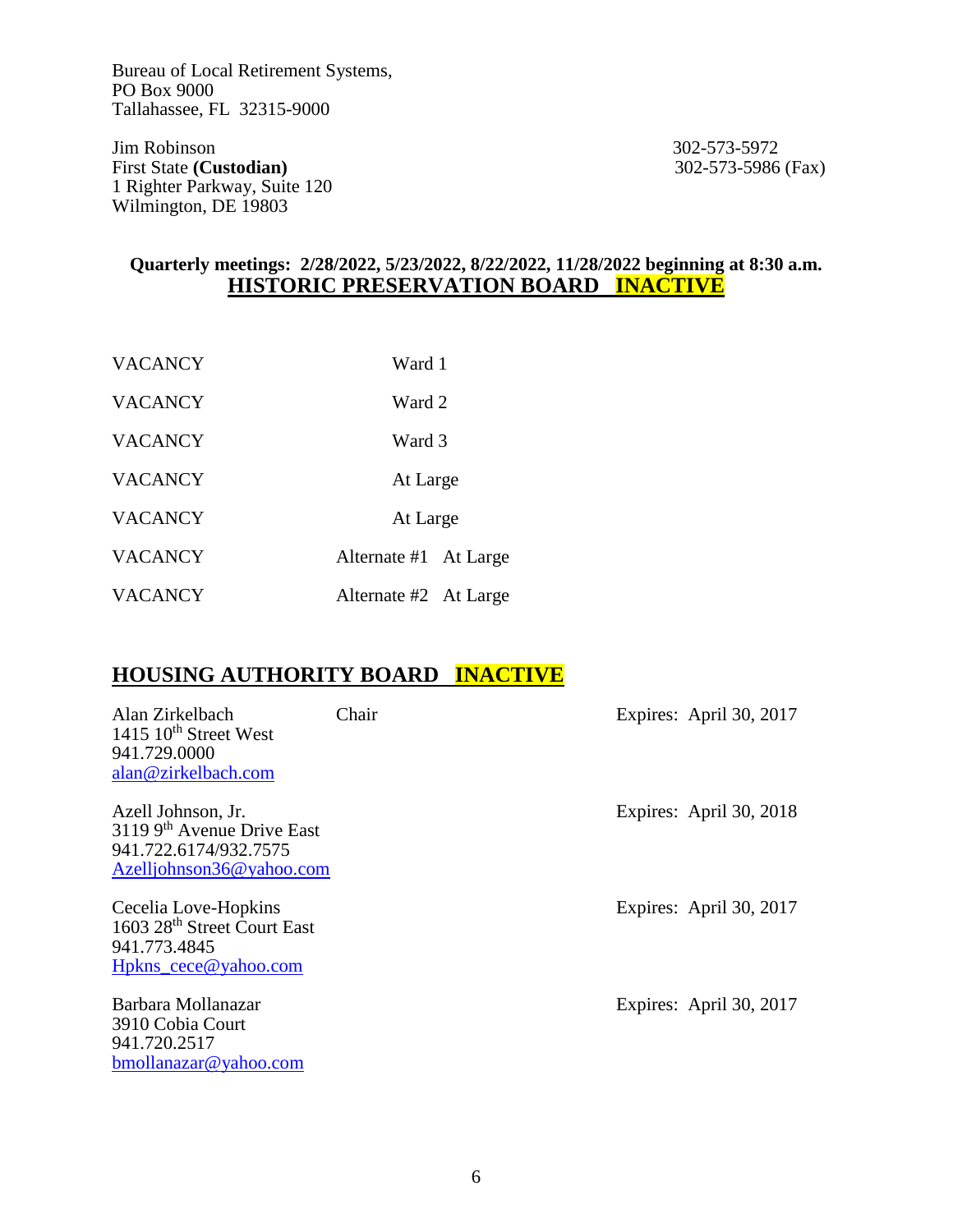Bureau of Local Retirement Systems,
PO Box 9000
Tallahassee, FL 32315-9000

Jim Robinson
First State **(Custodian)**
1 Righter Parkway, Suite 120
Wilmington, DE 19803

302-573-5972
302-573-5986 (Fax)

**Quarterly meetings: 2/28/2022, 5/23/2022, 8/22/2022, 11/28/2022 beginning at 8:30 a.m.**

## HISTORIC PRESERVATION BOARD INACTIVE

| | |
|---|---|
| VACANCY | Ward 1 |
| VACANCY | Ward 2 |
| VACANCY | Ward 3 |
| VACANCY | At Large |
| VACANCY | At Large |
| VACANCY | Alternate #1 At Large |
| VACANCY | Alternate #2 At Large |

## HOUSING AUTHORITY BOARD INACTIVE

Alan Zirkelbach — Chair — Expires: April 30, 2017
1415 10th Street West
941.729.0000
alan@zirkelbach.com

Azell Johnson, Jr. — Expires: April 30, 2018
3119 9th Avenue Drive East
941.722.6174/932.7575
Azelljohnson36@yahoo.com

Cecelia Love-Hopkins — Expires: April 30, 2017
1603 28th Street Court East
941.773.4845
Hpkns_cece@yahoo.com

Barbara Mollanazar — Expires: April 30, 2017
3910 Cobia Court
941.720.2517
bmollanazar@yahoo.com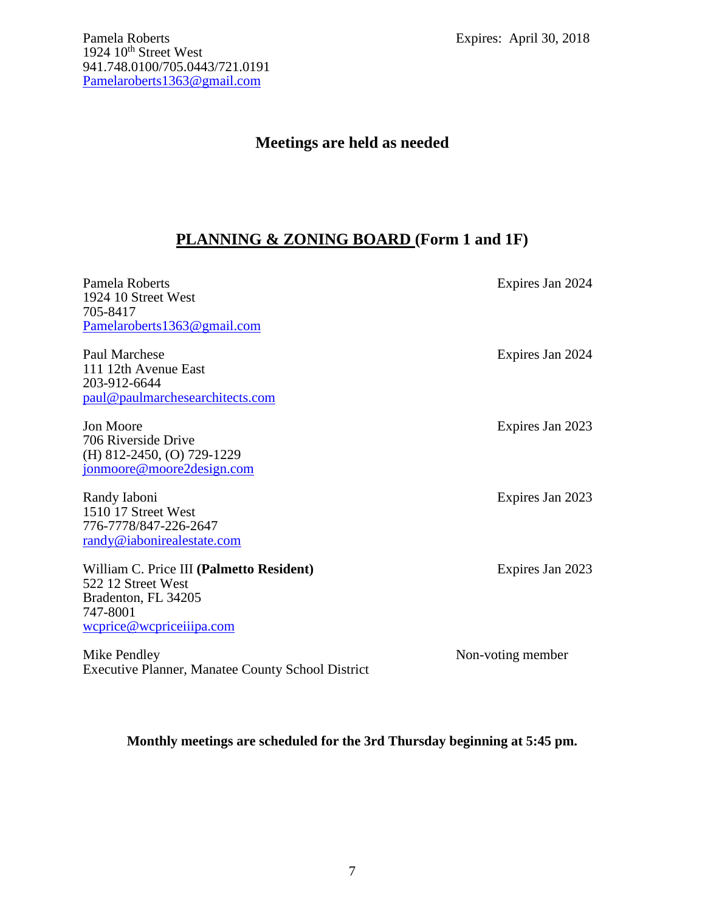Pamela Roberts
1924 10th Street West
941.748.0100/705.0443/721.0191
Pamelaroberts1363@gmail.com

Expires: April 30, 2018

**Meetings are held as needed**

## PLANNING & ZONING BOARD (Form 1 and 1F)

Pamela Roberts
1924 10 Street West
705-8417
Pamelaroberts1363@gmail.com

Expires Jan 2024

Paul Marchese
111 12th Avenue East
203-912-6644
paul@paulmarchesearchitects.com

Expires Jan 2024

Jon Moore
706 Riverside Drive
(H) 812-2450, (O) 729-1229
jonmoore@moore2design.com

Expires Jan 2023

Randy Iaboni
1510 17 Street West
776-7778/847-226-2647
randy@iabonirealestate.com

Expires Jan 2023

William C. Price III **(Palmetto Resident)**
522 12 Street West
Bradenton, FL 34205
747-8001
wcprice@wcpriceiiipa.com

Expires Jan 2023

Mike Pendley
Executive Planner, Manatee County School District

Non-voting member

**Monthly meetings are scheduled for the 3rd Thursday beginning at 5:45 pm.**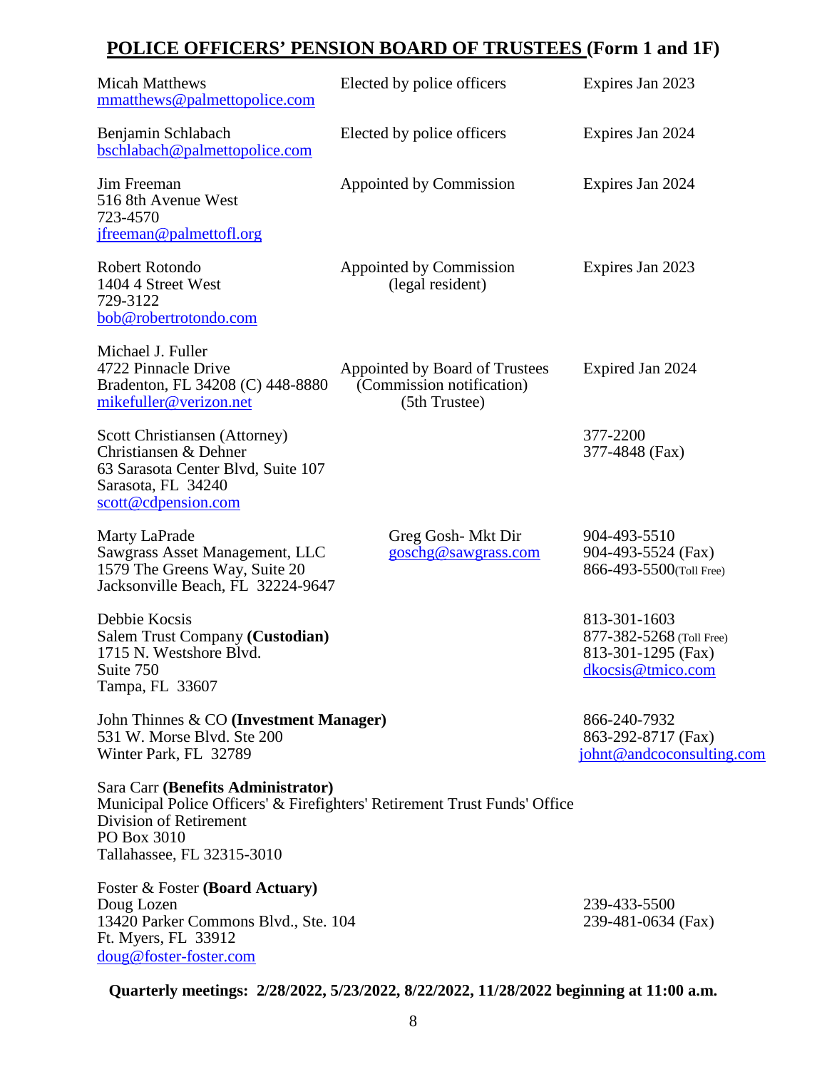## POLICE OFFICERS' PENSION BOARD OF TRUSTEES (Form 1 and 1F)

| | | |
|---|---|---|
| Micah Matthews<br>mmatthews@palmettopolice.com | Elected by police officers | Expires Jan 2023 |
| Benjamin Schlabach<br>bschlabach@palmettopolice.com | Elected by police officers | Expires Jan 2024 |
| Jim Freeman<br>516 8th Avenue West<br>723-4570<br>jfreeman@palmettofl.org | Appointed by Commission | Expires Jan 2024 |
| Robert Rotondo<br>1404 4 Street West<br>729-3122<br>bob@robertrotondo.com | Appointed by Commission<br>(legal resident) | Expires Jan 2023 |
| Michael J. Fuller<br>4722 Pinnacle Drive<br>Bradenton, FL 34208 (C) 448-8880<br>mikefuller@verizon.net | Appointed by Board of Trustees<br>(Commission notification)<br>(5th Trustee) | Expired Jan 2024 |
| Scott Christiansen (Attorney)<br>Christiansen & Dehner<br>63 Sarasota Center Blvd, Suite 107<br>Sarasota, FL 34240<br>scott@cdpension.com | | 377-2200<br>377-4848 (Fax) |
| Marty LaPrade<br>Sawgrass Asset Management, LLC<br>1579 The Greens Way, Suite 20<br>Jacksonville Beach, FL 32224-9647 | Greg Gosh- Mkt Dir<br>goschg@sawgrass.com | 904-493-5510<br>904-493-5524 (Fax)<br>866-493-5500(Toll Free) |
| Debbie Kocsis<br>Salem Trust Company **(Custodian)**<br>1715 N. Westshore Blvd.<br>Suite 750<br>Tampa, FL 33607 | | 813-301-1603<br>877-382-5268 (Toll Free)<br>813-301-1295 (Fax)<br>dkocsis@tmico.com |
| John Thinnes & CO **(Investment Manager)**<br>531 W. Morse Blvd. Ste 200<br>Winter Park, FL 32789 | | 866-240-7932<br>863-292-8717 (Fax)<br>johnt@andcoconsulting.com |

Sara Carr **(Benefits Administrator)**
Municipal Police Officers' & Firefighters' Retirement Trust Funds' Office
Division of Retirement
PO Box 3010
Tallahassee, FL 32315-3010

| | |
|---|---|
| Foster & Foster **(Board Actuary)**<br>Doug Lozen<br>13420 Parker Commons Blvd., Ste. 104<br>Ft. Myers, FL 33912<br>doug@foster-foster.com | 239-433-5500<br>239-481-0634 (Fax) |

**Quarterly meetings: 2/28/2022, 5/23/2022, 8/22/2022, 11/28/2022 beginning at 11:00 a.m.**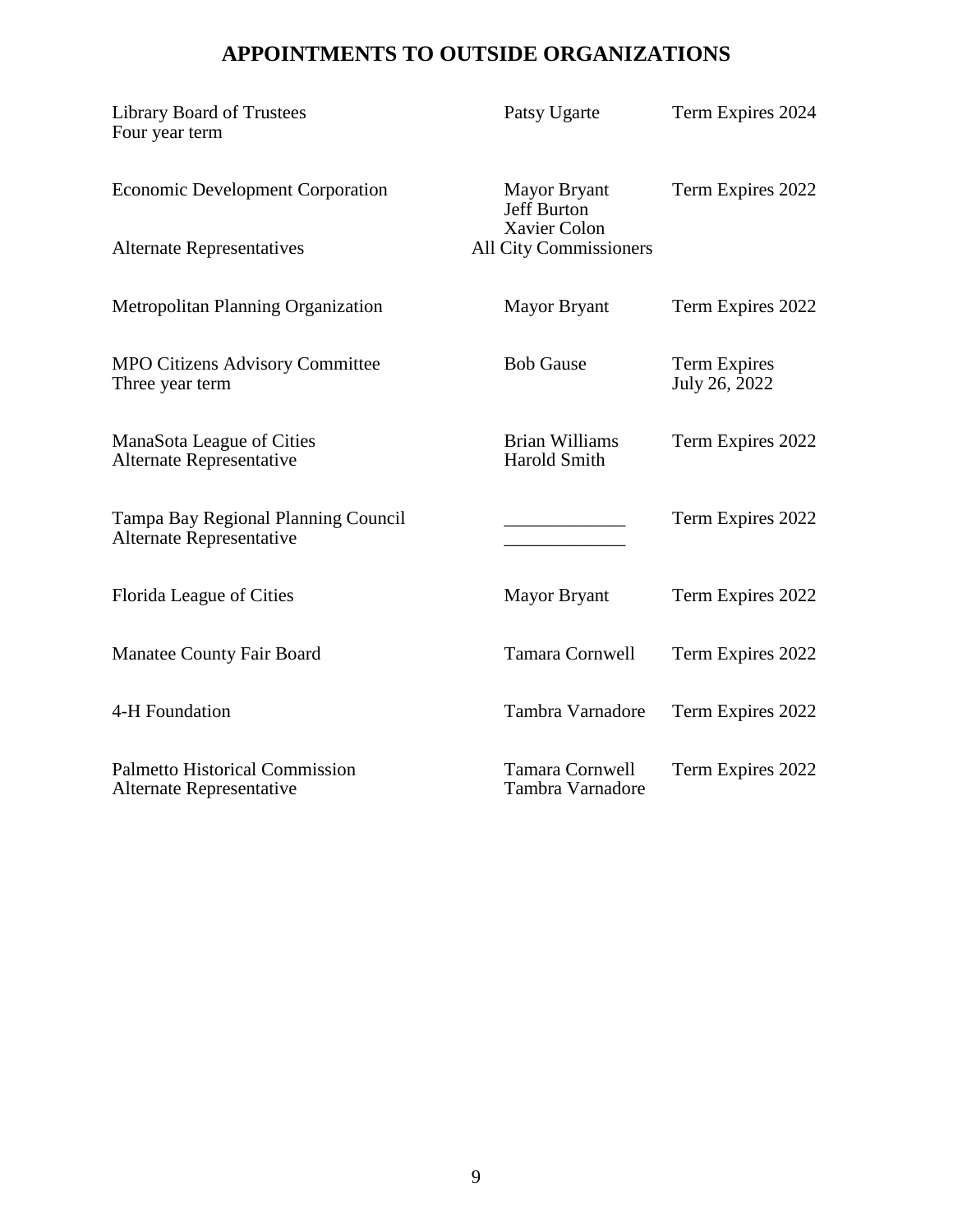# APPOINTMENTS TO OUTSIDE ORGANIZATIONS

| | | |
|---|---|---|
| Library Board of Trustees<br>Four year term | Patsy Ugarte | Term Expires 2024 |
| Economic Development Corporation | Mayor Bryant<br>Jeff Burton<br>Xavier Colon | Term Expires 2022 |
| Alternate Representatives | All City Commissioners | |
| Metropolitan Planning Organization | Mayor Bryant | Term Expires 2022 |
| MPO Citizens Advisory Committee<br>Three year term | Bob Gause | Term Expires<br>July 26, 2022 |
| ManaSota League of Cities<br>Alternate Representative | Brian Williams<br>Harold Smith | Term Expires 2022 |
| Tampa Bay Regional Planning Council<br>Alternate Representative | _____________<br>_____________ | Term Expires 2022 |
| Florida League of Cities | Mayor Bryant | Term Expires 2022 |
| Manatee County Fair Board | Tamara Cornwell | Term Expires 2022 |
| 4-H Foundation | Tambra Varnadore | Term Expires 2022 |
| Palmetto Historical Commission<br>Alternate Representative | Tamara Cornwell<br>Tambra Varnadore | Term Expires 2022 |